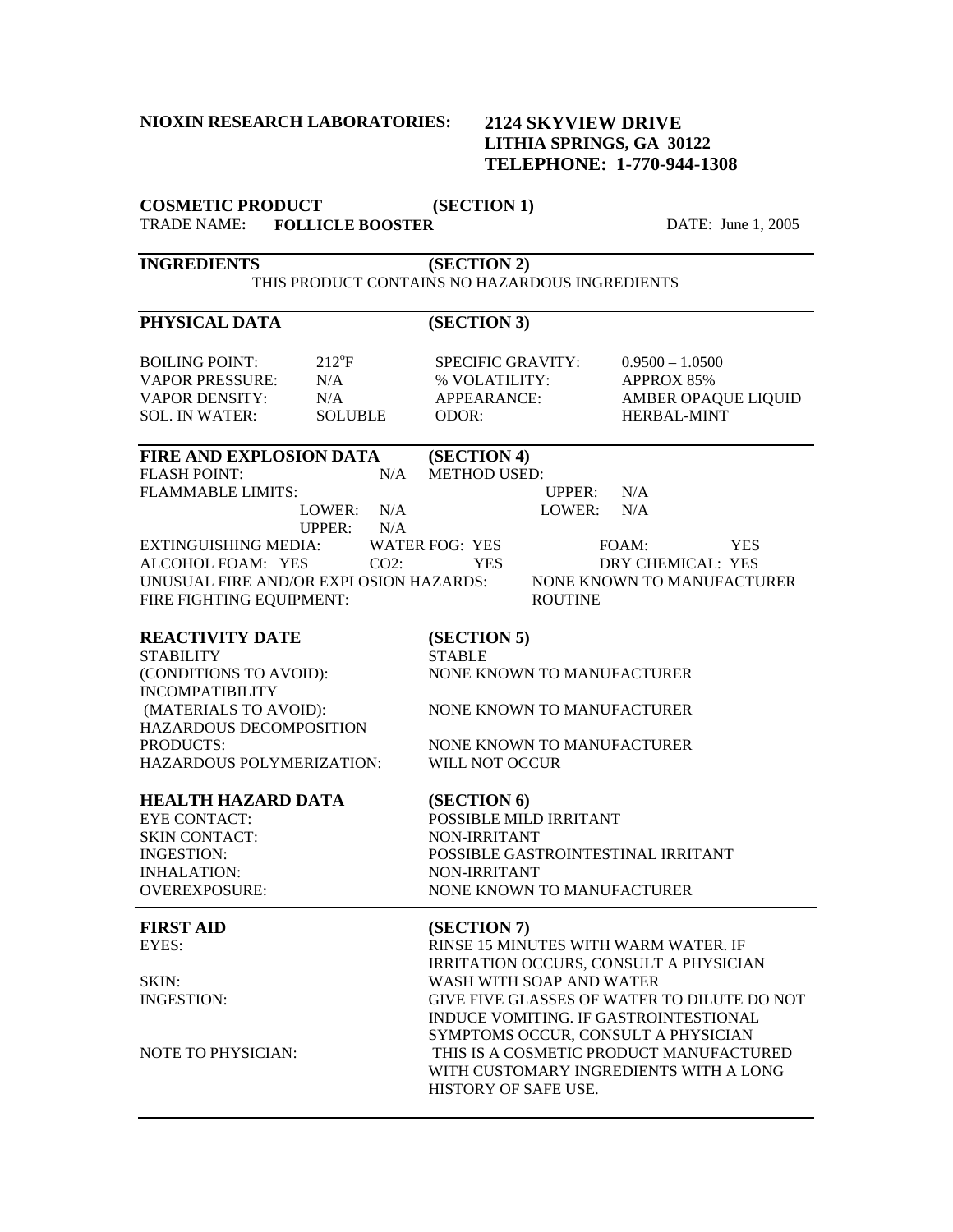**NIOXIN RESEARCH LABORATORIES:** **2124 SKYVIEW DRIVE**
**LITHIA SPRINGS, GA 30122**
**TELEPHONE: 1-770-944-1308**

## COSMETIC PRODUCT (SECTION 1)

TRADE NAME**: FOLLICLE BOOSTER** DATE: June 1, 2005

## INGREDIENTS (SECTION 2)

THIS PRODUCT CONTAINS NO HAZARDOUS INGREDIENTS

## PHYSICAL DATA (SECTION 3)

| | | | |
|---|---|---|---|
| BOILING POINT: | 212°F | SPECIFIC GRAVITY: | 0.9500 – 1.0500 |
| VAPOR PRESSURE: | N/A | % VOLATILITY: | APPROX 85% |
| VAPOR DENSITY: | N/A | APPEARANCE: | AMBER OPAQUE LIQUID |
| SOL. IN WATER: | SOLUBLE | ODOR: | HERBAL-MINT |

## FIRE AND EXPLOSION DATA (SECTION 4)

FLASH POINT: N/A METHOD USED:

FLAMMABLE LIMITS: UPPER: N/A

LOWER: N/A LOWER: N/A

UPPER: N/A

EXTINGUISHING MEDIA: WATER FOG: YES FOAM: YES

ALCOHOL FOAM: YES $CO_2$: YES DRY CHEMICAL: YES

UNUSUAL FIRE AND/OR EXPLOSION HAZARDS: NONE KNOWN TO MANUFACTURER

FIRE FIGHTING EQUIPMENT: ROUTINE

## REACTIVITY DATE (SECTION 5)

| | |
|---|---|
| STABILITY | STABLE |
| (CONDITIONS TO AVOID): | NONE KNOWN TO MANUFACTURER |
| INCOMPATIBILITY (MATERIALS TO AVOID): | NONE KNOWN TO MANUFACTURER |
| HAZARDOUS DECOMPOSITION PRODUCTS: | NONE KNOWN TO MANUFACTURER |
| HAZARDOUS POLYMERIZATION: | WILL NOT OCCUR |

## HEALTH HAZARD DATA (SECTION 6)

| | |
|---|---|
| EYE CONTACT: | POSSIBLE MILD IRRITANT |
| SKIN CONTACT: | NON-IRRITANT |
| INGESTION: | POSSIBLE GASTROINTESTINAL IRRITANT |
| INHALATION: | NON-IRRITANT |
| OVEREXPOSURE: | NONE KNOWN TO MANUFACTURER |

## FIRST AID (SECTION 7)

| | |
|---|---|
| EYES: | RINSE 15 MINUTES WITH WARM WATER. IF IRRITATION OCCURS, CONSULT A PHYSICIAN |
| SKIN: | WASH WITH SOAP AND WATER |
| INGESTION: | GIVE FIVE GLASSES OF WATER TO DILUTE DO NOT INDUCE VOMITING. IF GASTROINTESTIONAL SYMPTOMS OCCUR, CONSULT A PHYSICIAN |
| NOTE TO PHYSICIAN: | THIS IS A COSMETIC PRODUCT MANUFACTURED WITH CUSTOMARY INGREDIENTS WITH A LONG HISTORY OF SAFE USE. |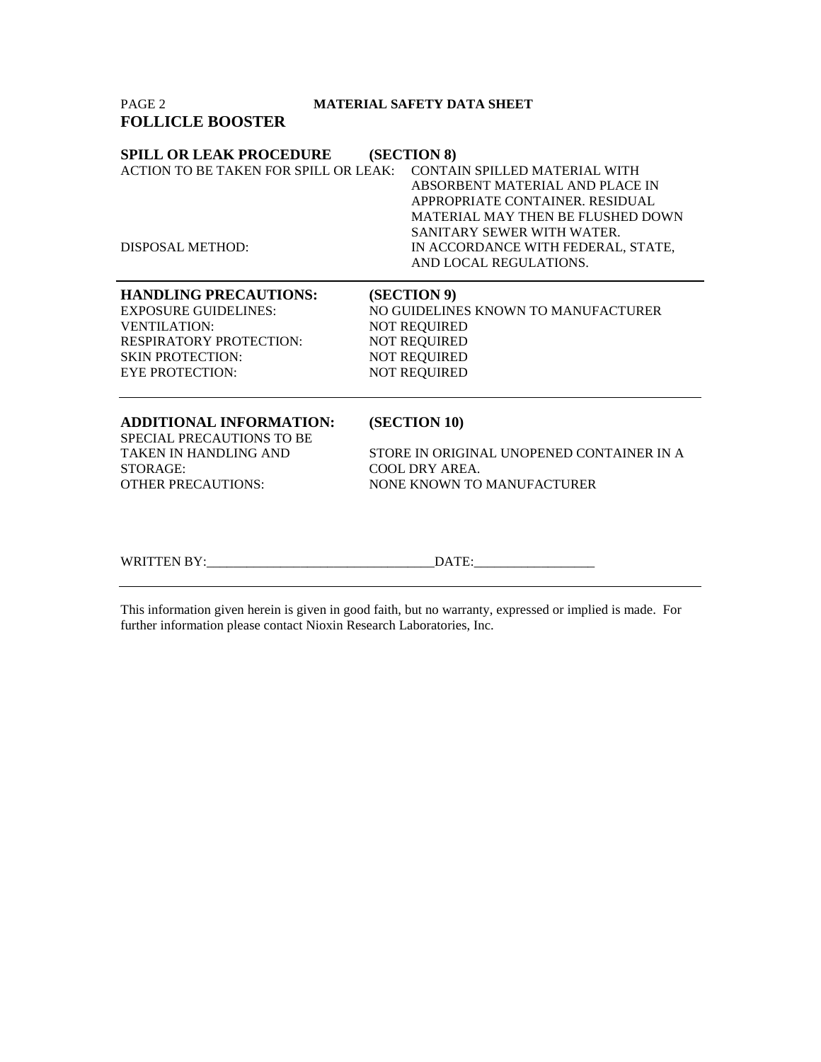**MATERIAL SAFETY DATA SHEET**

## FOLLICLE BOOSTER

### SPILL OR LEAK PROCEDURE (SECTION 8)

ACTION TO BE TAKEN FOR SPILL OR LEAK: CONTAIN SPILLED MATERIAL WITH ABSORBENT MATERIAL AND PLACE IN APPROPRIATE CONTAINER. RESIDUAL MATERIAL MAY THEN BE FLUSHED DOWN SANITARY SEWER WITH WATER.

DISPOSAL METHOD: IN ACCORDANCE WITH FEDERAL, STATE, AND LOCAL REGULATIONS.

### HANDLING PRECAUTIONS: (SECTION 9)

| | |
|---|---|
| EXPOSURE GUIDELINES: | NO GUIDELINES KNOWN TO MANUFACTURER |
| VENTILATION: | NOT REQUIRED |
| RESPIRATORY PROTECTION: | NOT REQUIRED |
| SKIN PROTECTION: | NOT REQUIRED |
| EYE PROTECTION: | NOT REQUIRED |

### ADDITIONAL INFORMATION: (SECTION 10)

| | |
|---|---|
| SPECIAL PRECAUTIONS TO BE TAKEN IN HANDLING AND STORAGE: | STORE IN ORIGINAL UNOPENED CONTAINER IN A COOL DRY AREA. |
| OTHER PRECAUTIONS: | NONE KNOWN TO MANUFACTURER |

WRITTEN BY:_________________________________DATE:__________________

This information given herein is given in good faith, but no warranty, expressed or implied is made. For further information please contact Nioxin Research Laboratories, Inc.